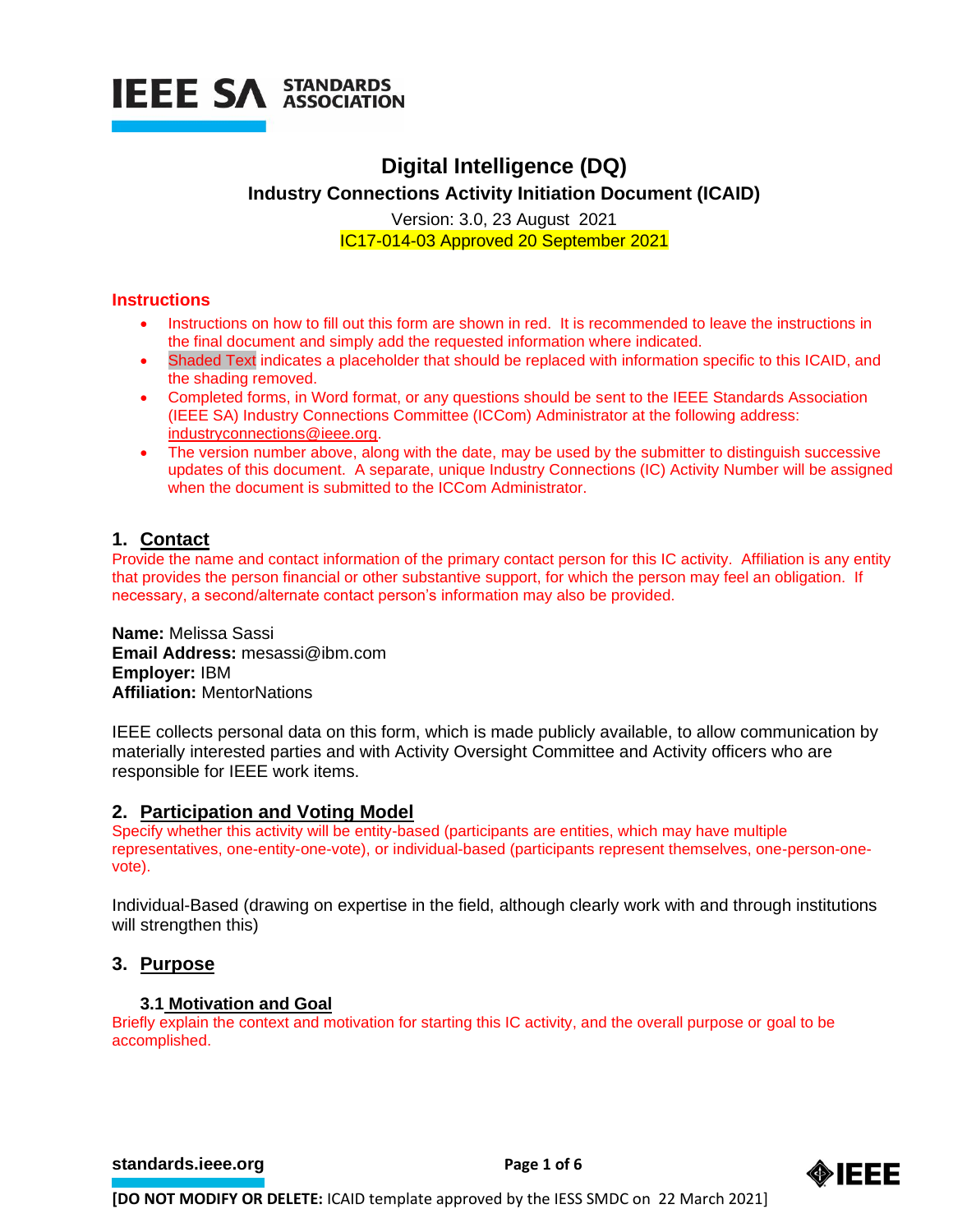# Digital Intelligence (DQ)

## Industry Connections Activity Initiation Document (ICAID)

Version: 3.0, 23 August 2021

IC17-014-03 Approved 20 September 2021

### Instructions

- Instructions on how to fill out this form are shown in red. It is recommended to leave the instructions in the final document and simply add the requested information where indicated.
- Shaded Text indicates a placeholder that should be replaced with information specific to this ICAID, and the shading removed.
- Completed forms, in Word format, or any questions should be sent to the IEEE Standards Association (IEEE SA) Industry Connections Committee (ICCom) Administrator at the following address: industryconnections@ieee.org.
- The version number above, along with the date, may be used by the submitter to distinguish successive updates of this document. A separate, unique Industry Connections (IC) Activity Number will be assigned when the document is submitted to the ICCom Administrator.

## 1. Contact

Provide the name and contact information of the primary contact person for this IC activity. Affiliation is any entity that provides the person financial or other substantive support, for which the person may feel an obligation. If necessary, a second/alternate contact person's information may also be provided.

**Name:** Melissa Sassi
**Email Address:** mesassi@ibm.com
**Employer:** IBM
**Affiliation:** MentorNations

IEEE collects personal data on this form, which is made publicly available, to allow communication by materially interested parties and with Activity Oversight Committee and Activity officers who are responsible for IEEE work items.

## 2. Participation and Voting Model

Specify whether this activity will be entity-based (participants are entities, which may have multiple representatives, one-entity-one-vote), or individual-based (participants represent themselves, one-person-one-vote).

Individual-Based (drawing on expertise in the field, although clearly work with and through institutions will strengthen this)

## 3. Purpose

### 3.1 Motivation and Goal

Briefly explain the context and motivation for starting this IC activity, and the overall purpose or goal to be accomplished.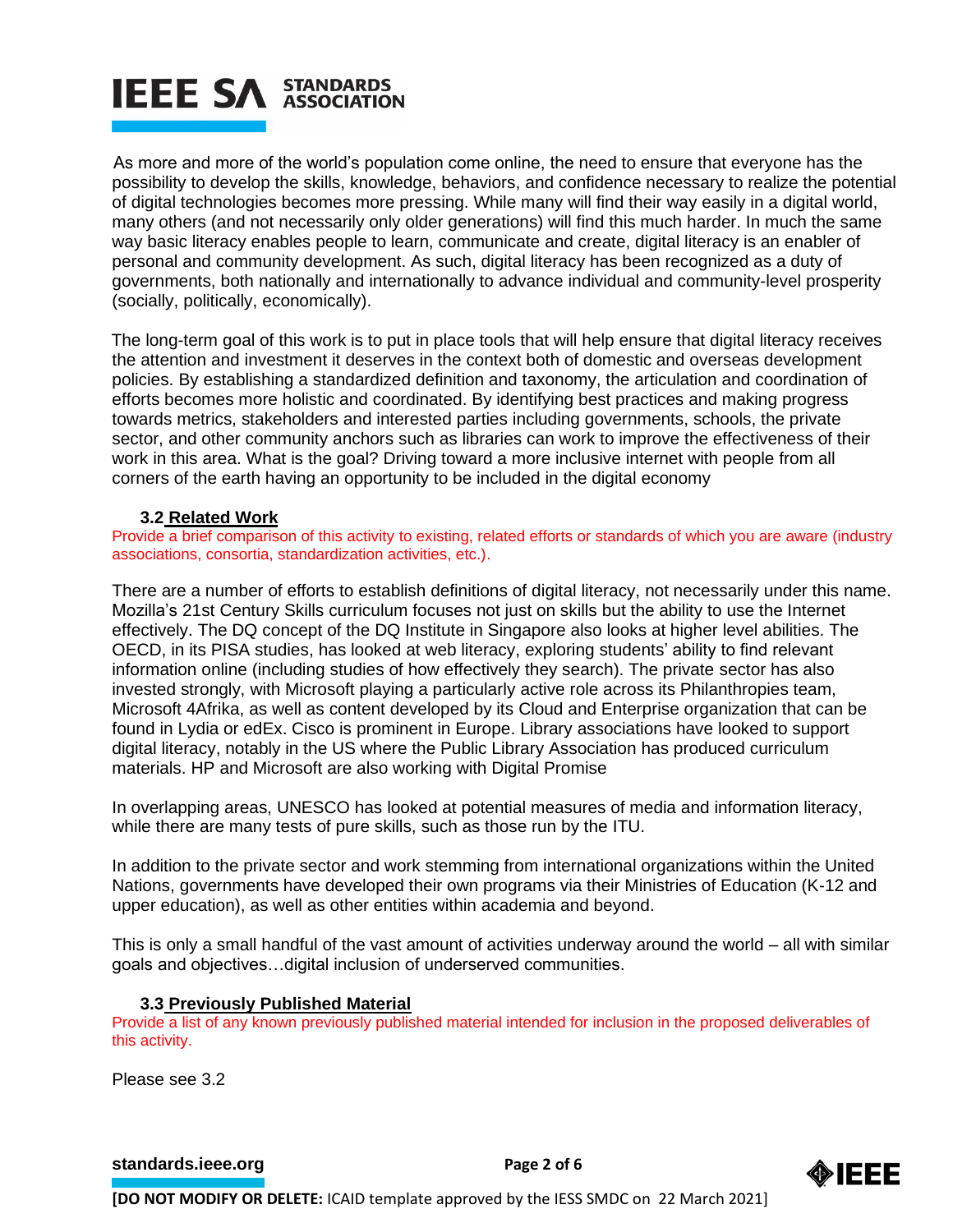As more and more of the world's population come online, the need to ensure that everyone has the possibility to develop the skills, knowledge, behaviors, and confidence necessary to realize the potential of digital technologies becomes more pressing. While many will find their way easily in a digital world, many others (and not necessarily only older generations) will find this much harder. In much the same way basic literacy enables people to learn, communicate and create, digital literacy is an enabler of personal and community development. As such, digital literacy has been recognized as a duty of governments, both nationally and internationally to advance individual and community-level prosperity (socially, politically, economically).

The long-term goal of this work is to put in place tools that will help ensure that digital literacy receives the attention and investment it deserves in the context both of domestic and overseas development policies. By establishing a standardized definition and taxonomy, the articulation and coordination of efforts becomes more holistic and coordinated. By identifying best practices and making progress towards metrics, stakeholders and interested parties including governments, schools, the private sector, and other community anchors such as libraries can work to improve the effectiveness of their work in this area. What is the goal? Driving toward a more inclusive internet with people from all corners of the earth having an opportunity to be included in the digital economy

### 3.2 Related Work

Provide a brief comparison of this activity to existing, related efforts or standards of which you are aware (industry associations, consortia, standardization activities, etc.).

There are a number of efforts to establish definitions of digital literacy, not necessarily under this name. Mozilla's 21st Century Skills curriculum focuses not just on skills but the ability to use the Internet effectively. The DQ concept of the DQ Institute in Singapore also looks at higher level abilities. The OECD, in its PISA studies, has looked at web literacy, exploring students' ability to find relevant information online (including studies of how effectively they search). The private sector has also invested strongly, with Microsoft playing a particularly active role across its Philanthropies team, Microsoft 4Afrika, as well as content developed by its Cloud and Enterprise organization that can be found in Lydia or edEx. Cisco is prominent in Europe. Library associations have looked to support digital literacy, notably in the US where the Public Library Association has produced curriculum materials. HP and Microsoft are also working with Digital Promise

In overlapping areas, UNESCO has looked at potential measures of media and information literacy, while there are many tests of pure skills, such as those run by the ITU.

In addition to the private sector and work stemming from international organizations within the United Nations, governments have developed their own programs via their Ministries of Education (K-12 and upper education), as well as other entities within academia and beyond.

This is only a small handful of the vast amount of activities underway around the world – all with similar goals and objectives…digital inclusion of underserved communities.

### 3.3 Previously Published Material

Provide a list of any known previously published material intended for inclusion in the proposed deliverables of this activity.

Please see 3.2

**[DO NOT MODIFY OR DELETE:** ICAID template approved by the IESS SMDC on 22 March 2021]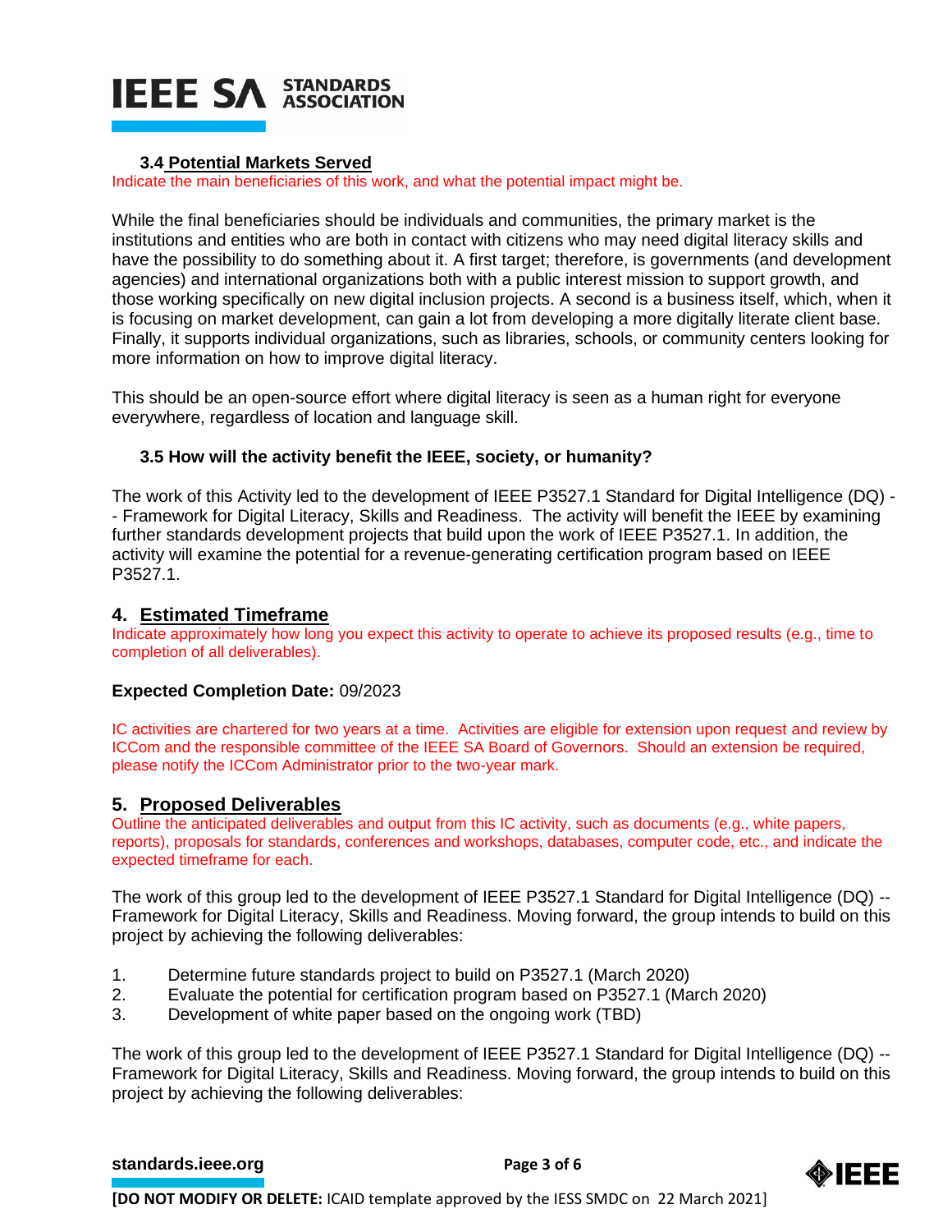### 3.4 Potential Markets Served

Indicate the main beneficiaries of this work, and what the potential impact might be.

While the final beneficiaries should be individuals and communities, the primary market is the institutions and entities who are both in contact with citizens who may need digital literacy skills and have the possibility to do something about it. A first target; therefore, is governments (and development agencies) and international organizations both with a public interest mission to support growth, and those working specifically on new digital inclusion projects. A second is a business itself, which, when it is focusing on market development, can gain a lot from developing a more digitally literate client base. Finally, it supports individual organizations, such as libraries, schools, or community centers looking for more information on how to improve digital literacy.

This should be an open-source effort where digital literacy is seen as a human right for everyone everywhere, regardless of location and language skill.

### 3.5 How will the activity benefit the IEEE, society, or humanity?

The work of this Activity led to the development of IEEE P3527.1 Standard for Digital Intelligence (DQ) -- Framework for Digital Literacy, Skills and Readiness. The activity will benefit the IEEE by examining further standards development projects that build upon the work of IEEE P3527.1. In addition, the activity will examine the potential for a revenue-generating certification program based on IEEE P3527.1.

## 4. Estimated Timeframe

Indicate approximately how long you expect this activity to operate to achieve its proposed results (e.g., time to completion of all deliverables).

**Expected Completion Date:** 09/2023

IC activities are chartered for two years at a time. Activities are eligible for extension upon request and review by ICCom and the responsible committee of the IEEE SA Board of Governors. Should an extension be required, please notify the ICCom Administrator prior to the two-year mark.

## 5. Proposed Deliverables

Outline the anticipated deliverables and output from this IC activity, such as documents (e.g., white papers, reports), proposals for standards, conferences and workshops, databases, computer code, etc., and indicate the expected timeframe for each.

The work of this group led to the development of IEEE P3527.1 Standard for Digital Intelligence (DQ) -- Framework for Digital Literacy, Skills and Readiness. Moving forward, the group intends to build on this project by achieving the following deliverables:

1. Determine future standards project to build on P3527.1 (March 2020)
2. Evaluate the potential for certification program based on P3527.1 (March 2020)
3. Development of white paper based on the ongoing work (TBD)

The work of this group led to the development of IEEE P3527.1 Standard for Digital Intelligence (DQ) -- Framework for Digital Literacy, Skills and Readiness. Moving forward, the group intends to build on this project by achieving the following deliverables: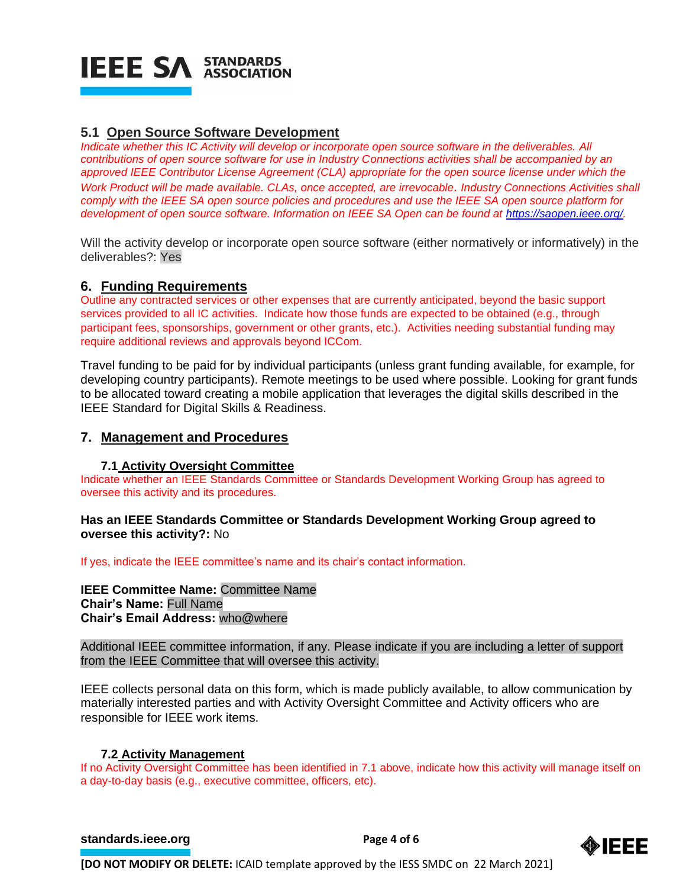### 5.1 Open Source Software Development

*Indicate whether this IC Activity will develop or incorporate open source software in the deliverables. All contributions of open source software for use in Industry Connections activities shall be accompanied by an approved IEEE Contributor License Agreement (CLA) appropriate for the open source license under which the Work Product will be made available. CLAs, once accepted, are irrevocable. Industry Connections Activities shall comply with the IEEE SA open source policies and procedures and use the IEEE SA open source platform for development of open source software. Information on IEEE SA Open can be found at [https://saopen.ieee.org/](https://saopen.ieee.org/).*

Will the activity develop or incorporate open source software (either normatively or informatively) in the deliverables?: Yes

## 6. Funding Requirements

Outline any contracted services or other expenses that are currently anticipated, beyond the basic support services provided to all IC activities. Indicate how those funds are expected to be obtained (e.g., through participant fees, sponsorships, government or other grants, etc.). Activities needing substantial funding may require additional reviews and approvals beyond ICCom.

Travel funding to be paid for by individual participants (unless grant funding available, for example, for developing country participants). Remote meetings to be used where possible. Looking for grant funds to be allocated toward creating a mobile application that leverages the digital skills described in the IEEE Standard for Digital Skills & Readiness.

## 7. Management and Procedures

### 7.1 Activity Oversight Committee

Indicate whether an IEEE Standards Committee or Standards Development Working Group has agreed to oversee this activity and its procedures.

**Has an IEEE Standards Committee or Standards Development Working Group agreed to oversee this activity?:** No

If yes, indicate the IEEE committee's name and its chair's contact information.

**IEEE Committee Name:** Committee Name
**Chair's Name:** Full Name
**Chair's Email Address:** who@where

Additional IEEE committee information, if any. Please indicate if you are including a letter of support from the IEEE Committee that will oversee this activity.

IEEE collects personal data on this form, which is made publicly available, to allow communication by materially interested parties and with Activity Oversight Committee and Activity officers who are responsible for IEEE work items.

### 7.2 Activity Management

If no Activity Oversight Committee has been identified in 7.1 above, indicate how this activity will manage itself on a day-to-day basis (e.g., executive committee, officers, etc).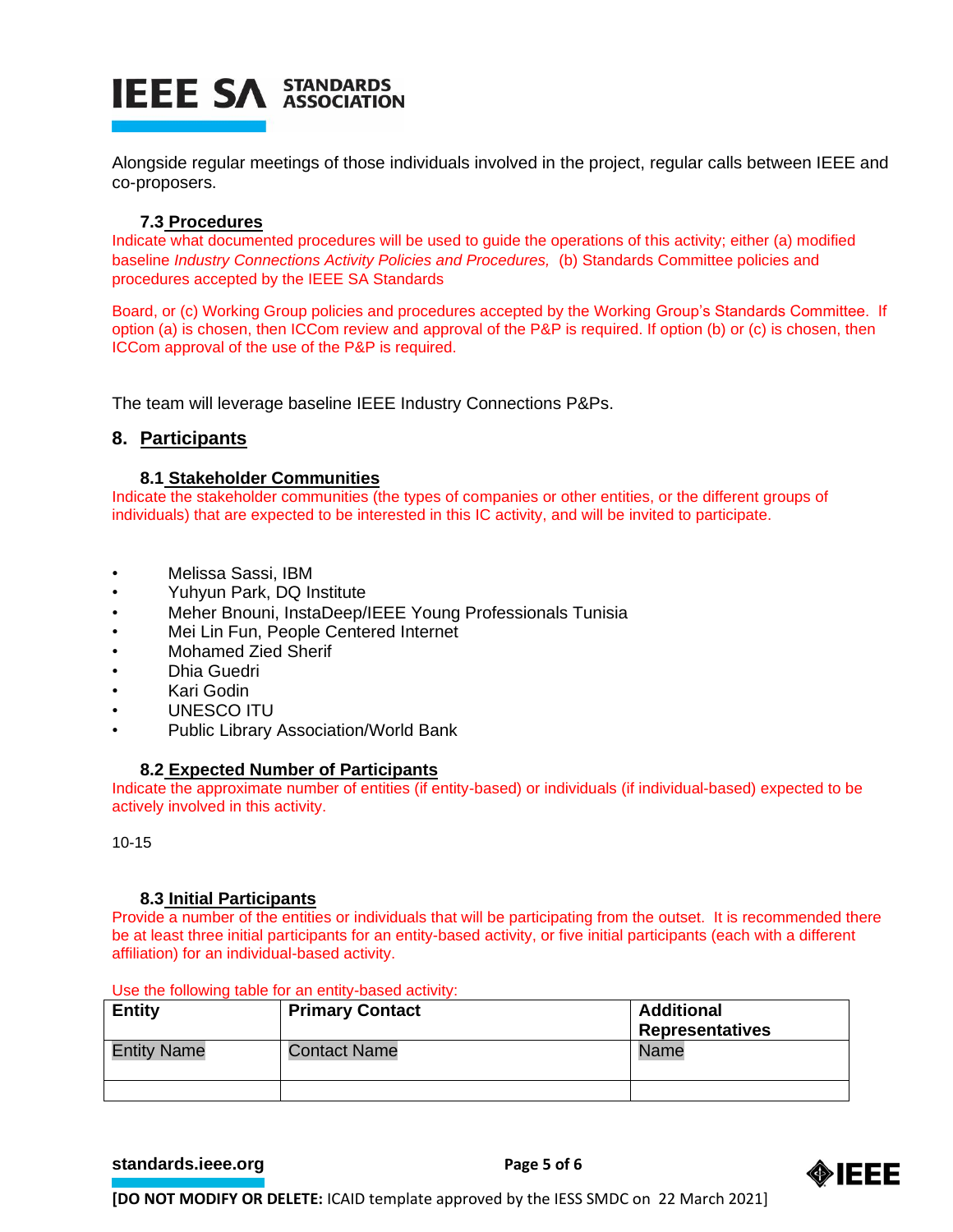Alongside regular meetings of those individuals involved in the project, regular calls between IEEE and co-proposers.

### 7.3 Procedures

Indicate what documented procedures will be used to guide the operations of this activity; either (a) modified baseline *Industry Connections Activity Policies and Procedures,* (b) Standards Committee policies and procedures accepted by the IEEE SA Standards

Board, or (c) Working Group policies and procedures accepted by the Working Group's Standards Committee. If option (a) is chosen, then ICCom review and approval of the P&P is required. If option (b) or (c) is chosen, then ICCom approval of the use of the P&P is required.

The team will leverage baseline IEEE Industry Connections P&Ps.

## 8. Participants

### 8.1 Stakeholder Communities

Indicate the stakeholder communities (the types of companies or other entities, or the different groups of individuals) that are expected to be interested in this IC activity, and will be invited to participate.

- Melissa Sassi, IBM
- Yuhyun Park, DQ Institute
- Meher Bnouni, InstaDeep/IEEE Young Professionals Tunisia
- Mei Lin Fun, People Centered Internet
- Mohamed Zied Sherif
- Dhia Guedri
- Kari Godin
- UNESCO ITU
- Public Library Association/World Bank

### 8.2 Expected Number of Participants

Indicate the approximate number of entities (if entity-based) or individuals (if individual-based) expected to be actively involved in this activity.

10-15

### 8.3 Initial Participants

Provide a number of the entities or individuals that will be participating from the outset. It is recommended there be at least three initial participants for an entity-based activity, or five initial participants (each with a different affiliation) for an individual-based activity.

Use the following table for an entity-based activity:

| Entity | Primary Contact | Additional Representatives |
|---|---|---|
| Entity Name | Contact Name | Name |
| | | |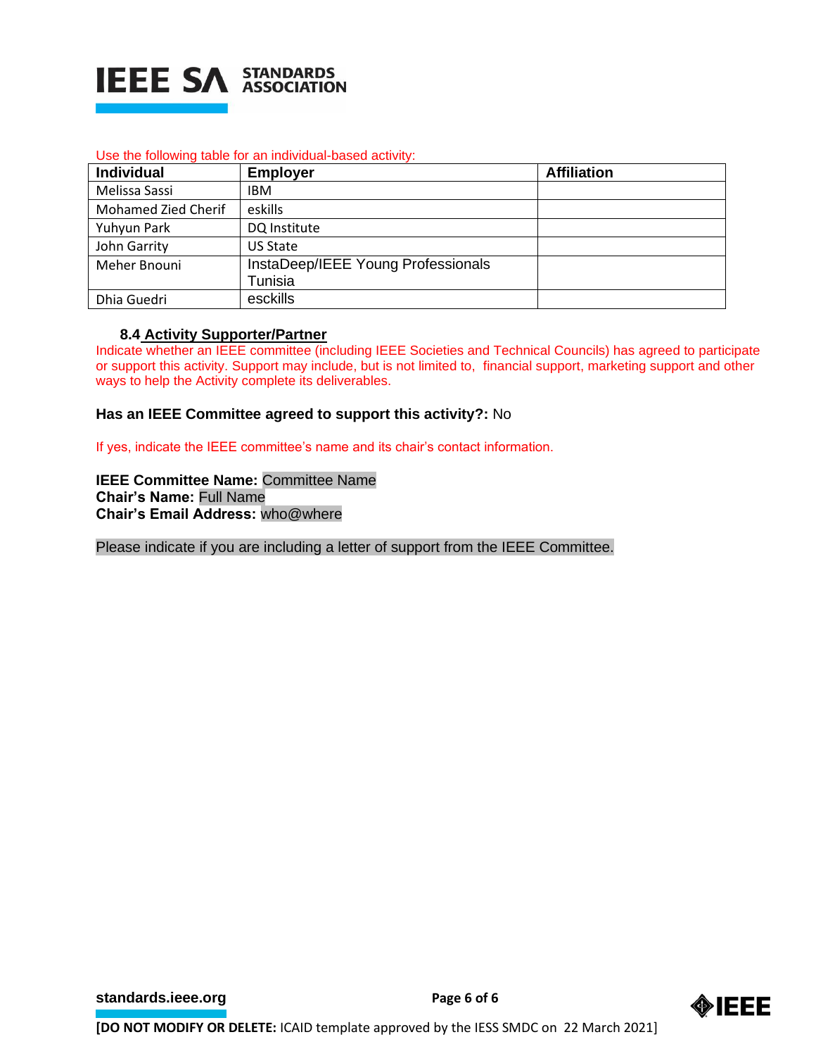Use the following table for an individual-based activity:

| Individual | Employer | Affiliation |
|---|---|---|
| Melissa Sassi | IBM | |
| Mohamed Zied Cherif | eskills | |
| Yuhyun Park | DQ Institute | |
| John Garrity | US State | |
| Meher Bnouni | InstaDeep/IEEE Young Professionals Tunisia | |
| Dhia Guedri | esckills | |

### 8.4 Activity Supporter/Partner

Indicate whether an IEEE committee (including IEEE Societies and Technical Councils) has agreed to participate or support this activity. Support may include, but is not limited to, financial support, marketing support and other ways to help the Activity complete its deliverables.

**Has an IEEE Committee agreed to support this activity?:** No

If yes, indicate the IEEE committee's name and its chair's contact information.

**IEEE Committee Name:** Committee Name
**Chair's Name:** Full Name
**Chair's Email Address:** who@where

Please indicate if you are including a letter of support from the IEEE Committee.

**[DO NOT MODIFY OR DELETE:** ICAID template approved by the IESS SMDC on 22 March 2021]